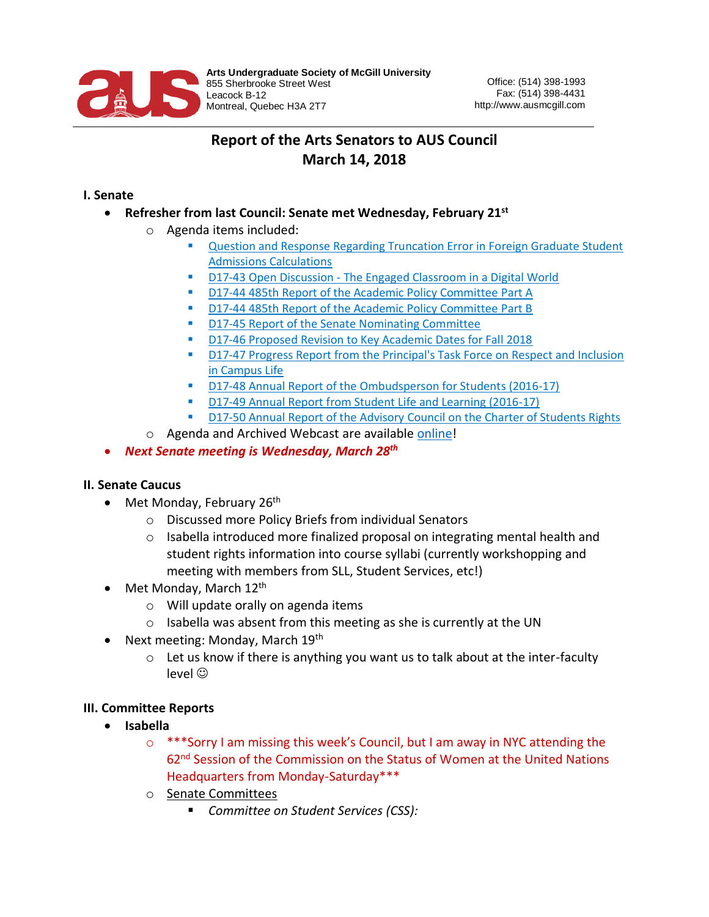Arts Undergraduate Society of McGill University
855 Sherbrooke Street West
Leacock B-12
Montreal, Quebec H3A 2T7

Office: (514) 398-1993
Fax: (514) 398-4431
http://www.ausmcgill.com

# Report of the Arts Senators to AUS Council
# March 14, 2018

## I. Senate

- **Refresher from last Council: Senate met Wednesday, February 21st**
  - Agenda items included:
    - Question and Response Regarding Truncation Error in Foreign Graduate Student Admissions Calculations
    - D17-43 Open Discussion - The Engaged Classroom in a Digital World
    - D17-44 485th Report of the Academic Policy Committee Part A
    - D17-44 485th Report of the Academic Policy Committee Part B
    - D17-45 Report of the Senate Nominating Committee
    - D17-46 Proposed Revision to Key Academic Dates for Fall 2018
    - D17-47 Progress Report from the Principal's Task Force on Respect and Inclusion in Campus Life
    - D17-48 Annual Report of the Ombudsperson for Students (2016-17)
    - D17-49 Annual Report from Student Life and Learning (2016-17)
    - D17-50 Annual Report of the Advisory Council on the Charter of Students Rights
  - Agenda and Archived Webcast are available online!
- ***Next Senate meeting is Wednesday, March 28th***

## II. Senate Caucus

- Met Monday, February 26th
  - Discussed more Policy Briefs from individual Senators
  - Isabella introduced more finalized proposal on integrating mental health and student rights information into course syllabi (currently workshopping and meeting with members from SLL, Student Services, etc!)
- Met Monday, March 12th
  - Will update orally on agenda items
  - Isabella was absent from this meeting as she is currently at the UN
- Next meeting: Monday, March 19th
  - Let us know if there is anything you want us to talk about at the inter-faculty level ☺

## III. Committee Reports

- **Isabella**
  - \*\*\*Sorry I am missing this week's Council, but I am away in NYC attending the 62nd Session of the Commission on the Status of Women at the United Nations Headquarters from Monday-Saturday\*\*\*
  - Senate Committees
    - *Committee on Student Services (CSS):*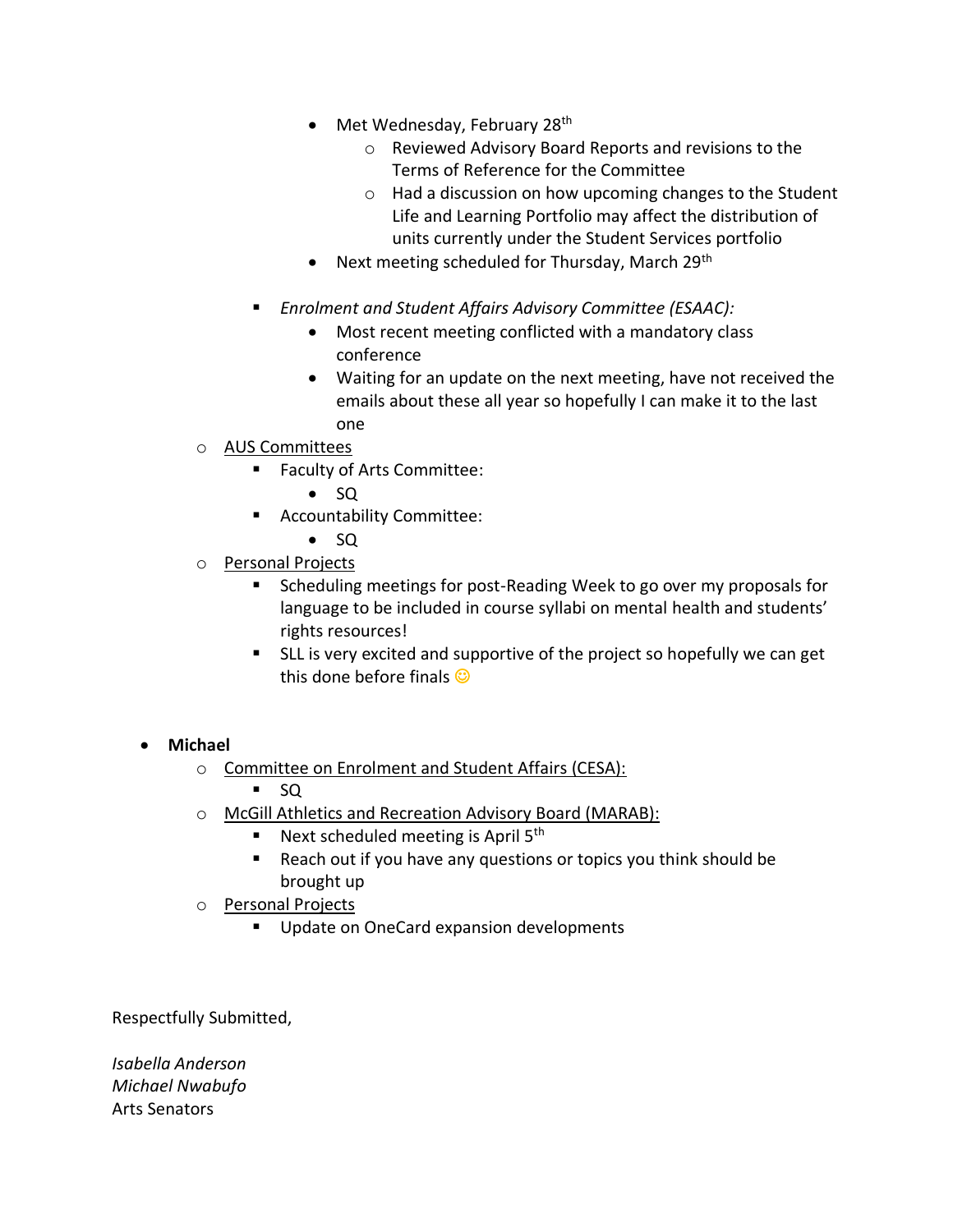- Met Wednesday, February 28th
  - Reviewed Advisory Board Reports and revisions to the Terms of Reference for the Committee
  - Had a discussion on how upcoming changes to the Student Life and Learning Portfolio may affect the distribution of units currently under the Student Services portfolio
- Next meeting scheduled for Thursday, March 29th

- *Enrolment and Student Affairs Advisory Committee (ESAAC):*
  - Most recent meeting conflicted with a mandatory class conference
  - Waiting for an update on the next meeting, have not received the emails about these all year so hopefully I can make it to the last one

- AUS Committees
  - Faculty of Arts Committee:
    - SQ
  - Accountability Committee:
    - SQ
- Personal Projects
  - Scheduling meetings for post-Reading Week to go over my proposals for language to be included in course syllabi on mental health and students' rights resources!
  - SLL is very excited and supportive of the project so hopefully we can get this done before finals ☺

- **Michael**
  - Committee on Enrolment and Student Affairs (CESA):
    - SQ
  - McGill Athletics and Recreation Advisory Board (MARAB):
    - Next scheduled meeting is April 5th
    - Reach out if you have any questions or topics you think should be brought up
  - Personal Projects
    - Update on OneCard expansion developments

Respectfully Submitted,

*Isabella Anderson*
*Michael Nwabufo*
Arts Senators